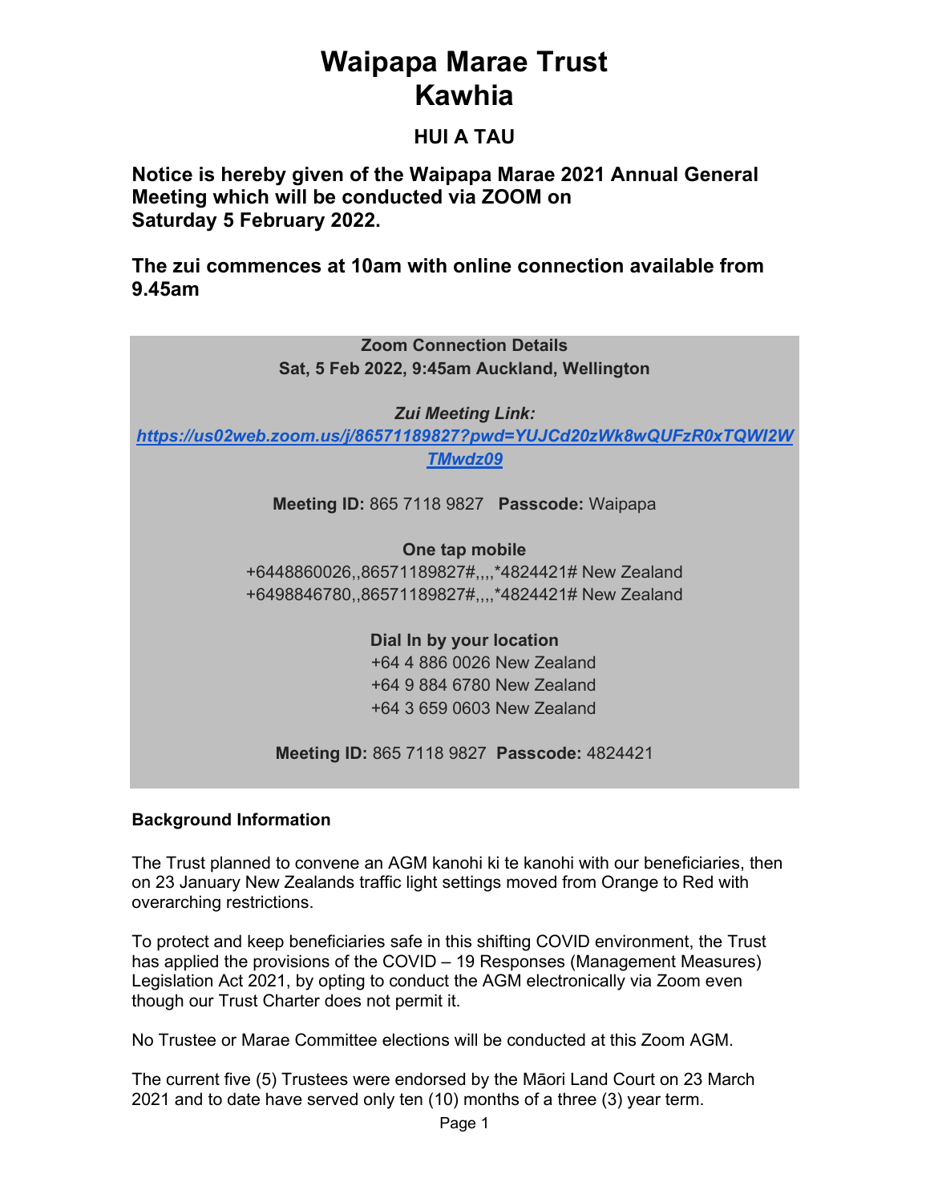# Waipapa Marae Trust
# Kawhia

## HUI A TAU

**Notice is hereby given of the Waipapa Marae 2021 Annual General Meeting which will be conducted via ZOOM on Saturday 5 February 2022.**

**The zui commences at 10am with online connection available from 9.45am**

**Zoom Connection Details**
**Sat, 5 Feb 2022, 9:45am Auckland, Wellington**

***Zui Meeting Link:***
***[https://us02web.zoom.us/j/86571189827?pwd=YUJCd20zWk8wQUFzR0xTQWI2WTMwdz09](https://us02web.zoom.us/j/86571189827?pwd=YUJCd20zWk8wQUFzR0xTQWI2WTMwdz09)***

**Meeting ID:** 865 7118 9827 **Passcode:** Waipapa

**One tap mobile**
+6448860026,,86571189827#,,,,*4824421# New Zealand
+6498846780,,86571189827#,,,,*4824421# New Zealand

**Dial In by your location**
+64 4 886 0026 New Zealand
+64 9 884 6780 New Zealand
+64 3 659 0603 New Zealand

**Meeting ID:** 865 7118 9827 **Passcode:** 4824421

**Background Information**

The Trust planned to convene an AGM kanohi ki te kanohi with our beneficiaries, then on 23 January New Zealands traffic light settings moved from Orange to Red with overarching restrictions.

To protect and keep beneficiaries safe in this shifting COVID environment, the Trust has applied the provisions of the COVID – 19 Responses (Management Measures) Legislation Act 2021, by opting to conduct the AGM electronically via Zoom even though our Trust Charter does not permit it.

No Trustee or Marae Committee elections will be conducted at this Zoom AGM.

The current five (5) Trustees were endorsed by the Māori Land Court on 23 March 2021 and to date have served only ten (10) months of a three (3) year term.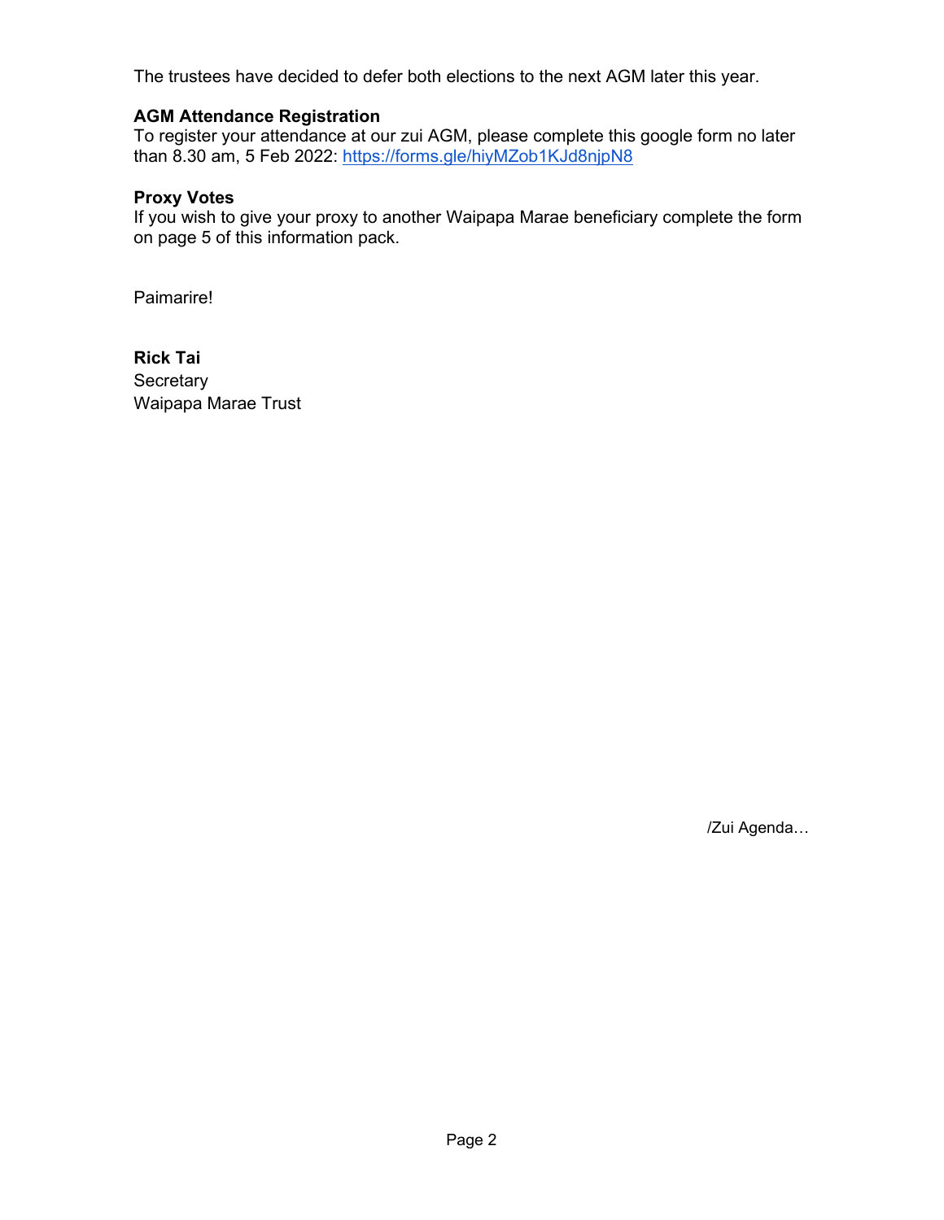The trustees have decided to defer both elections to the next AGM later this year.

**AGM Attendance Registration**
To register your attendance at our zui AGM, please complete this google form no later than 8.30 am, 5 Feb 2022: https://forms.gle/hiyMZob1KJd8njpN8

**Proxy Votes**
If you wish to give your proxy to another Waipapa Marae beneficiary complete the form on page 5 of this information pack.

Paimarire!

**Rick Tai**
Secretary
Waipapa Marae Trust

/Zui Agenda…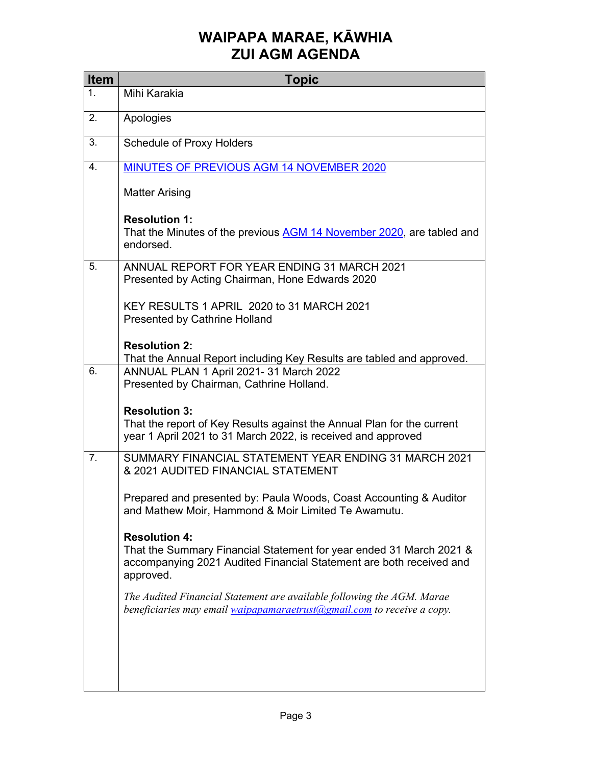# WAIPAPA MARAE, KĀWHIA
# ZUI AGM AGENDA

| Item | Topic |
|---|---|
| 1. | Mihi Karakia |
| 2. | Apologies |
| 3. | Schedule of Proxy Holders |
| 4. | MINUTES OF PREVIOUS AGM 14 NOVEMBER 2020<br><br>Matter Arising<br><br>**Resolution 1:**<br>That the Minutes of the previous AGM 14 November 2020, are tabled and endorsed. |
| 5. | ANNUAL REPORT FOR YEAR ENDING 31 MARCH 2021<br>Presented by Acting Chairman, Hone Edwards 2020<br><br>KEY RESULTS 1 APRIL 2020 to 31 MARCH 2021<br>Presented by Cathrine Holland<br><br>**Resolution 2:**<br>That the Annual Report including Key Results are tabled and approved. |
| 6. | ANNUAL PLAN 1 April 2021- 31 March 2022<br>Presented by Chairman, Cathrine Holland.<br><br>**Resolution 3:**<br>That the report of Key Results against the Annual Plan for the current year 1 April 2021 to 31 March 2022, is received and approved |
| 7. | SUMMARY FINANCIAL STATEMENT YEAR ENDING 31 MARCH 2021 & 2021 AUDITED FINANCIAL STATEMENT<br><br>Prepared and presented by: Paula Woods, Coast Accounting & Auditor and Mathew Moir, Hammond & Moir Limited Te Awamutu.<br><br>**Resolution 4:**<br>That the Summary Financial Statement for year ended 31 March 2021 & accompanying 2021 Audited Financial Statement are both received and approved.<br><br>*The Audited Financial Statement are available following the AGM. Marae beneficiaries may email waipapamaraetrust@gmail.com to receive a copy.* |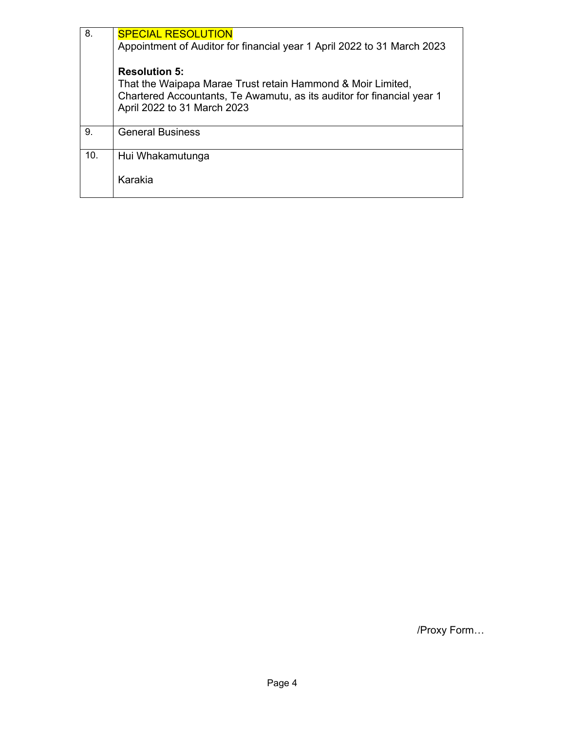| | |
|---|---|
| 8. | SPECIAL RESOLUTION<br>Appointment of Auditor for financial year 1 April 2022 to 31 March 2023<br><br>**Resolution 5:**<br>That the Waipapa Marae Trust retain Hammond & Moir Limited, Chartered Accountants, Te Awamutu, as its auditor for financial year 1 April 2022 to 31 March 2023 |
| 9. | General Business |
| 10. | Hui Whakamutunga<br><br>Karakia |

/Proxy Form…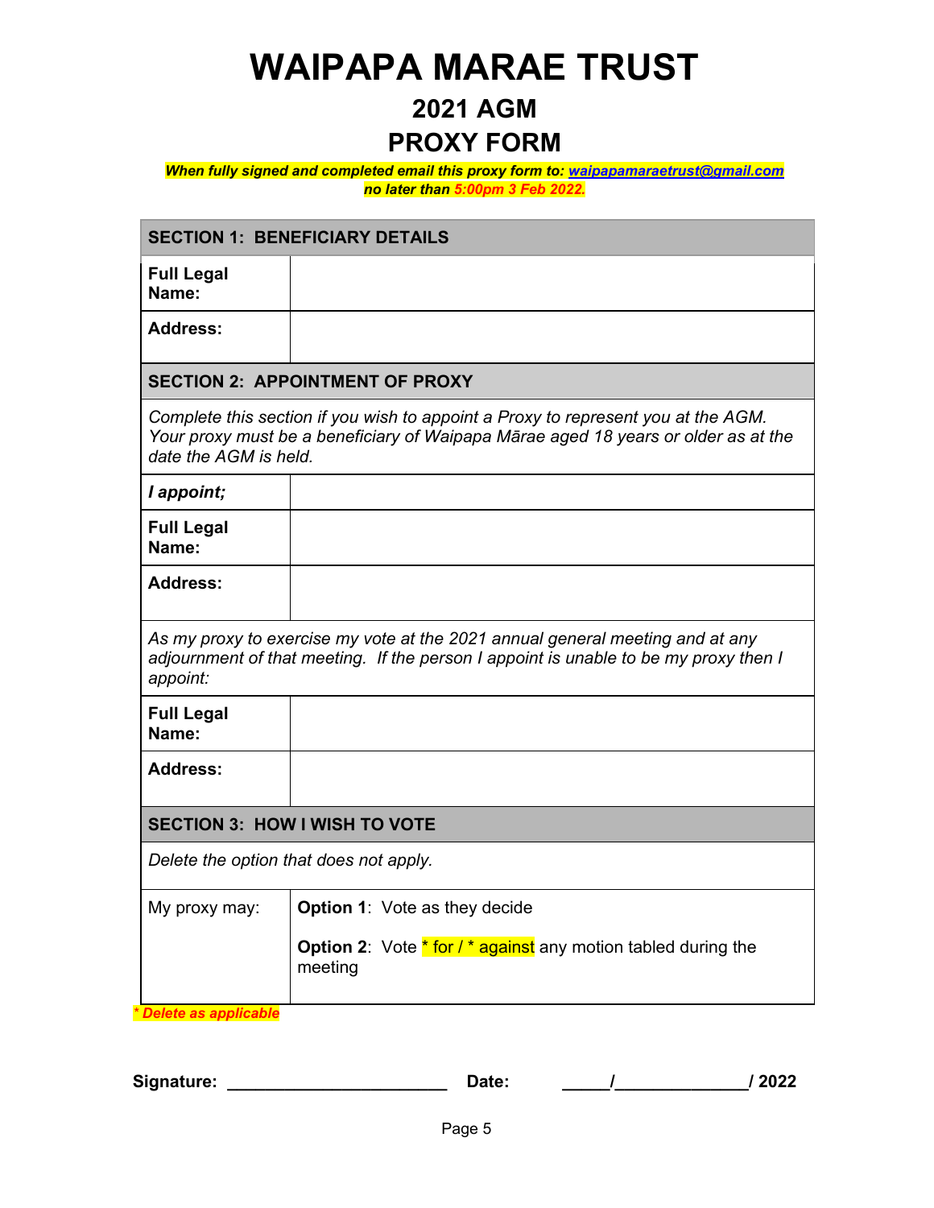# WAIPAPA MARAE TRUST

## 2021 AGM

## PROXY FORM

***When fully signed and completed email this proxy form to: waipapamaraetrust@gmail.com no later than 5:00pm 3 Feb 2022.***

| SECTION 1: BENEFICIARY DETAILS | |
|---|---|
| **Full Legal Name:** | |
| **Address:** | |
| **SECTION 2: APPOINTMENT OF PROXY** | |
| *Complete this section if you wish to appoint a Proxy to represent you at the AGM. Your proxy must be a beneficiary of Waipapa Mārae aged 18 years or older as at the date the AGM is held.* | |
| ***I appoint;*** | |
| **Full Legal Name:** | |
| **Address:** | |
| *As my proxy to exercise my vote at the 2021 annual general meeting and at any adjournment of that meeting. If the person I appoint is unable to be my proxy then I appoint:* | |
| **Full Legal Name:** | |
| **Address:** | |
| **SECTION 3: HOW I WISH TO VOTE** | |
| *Delete the option that does not apply.* | |
| My proxy may: | **Option 1**: Vote as they decide<br><br>**Option 2**: Vote * for / * against any motion tabled during the meeting |

* ***Delete as applicable***

**Signature:** ________________________ **Date:** _____/_____________/ 2022